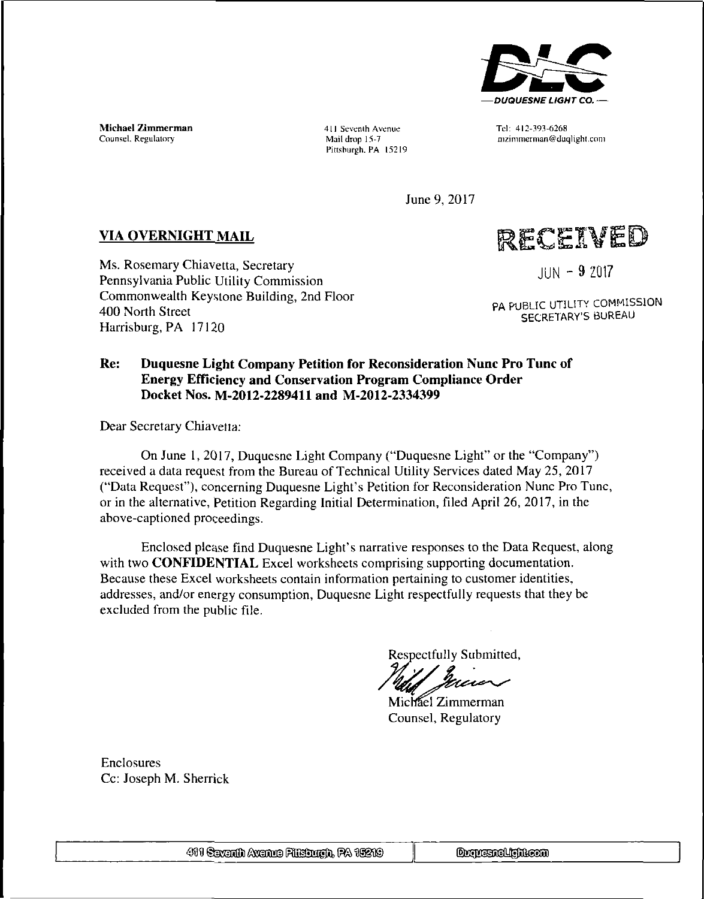DLC

— DUQUESNE LIGHT CO. —

**Michael Zimmerman**
Counsel, Regulatory

411 Seventh Avenue
Mail drop 15-7
Pittsburgh, PA 15219

Tel: 412-393-6268
mzimmerman@duqlight.com

June 9, 2017

**VIA OVERNIGHT MAIL**

RECEIVED

JUN - 9 2017

PA PUBLIC UTILITY COMMISSION
SECRETARY'S BUREAU

Ms. Rosemary Chiavetta, Secretary
Pennsylvania Public Utility Commission
Commonwealth Keystone Building, 2nd Floor
400 North Street
Harrisburg, PA 17120

**Re: Duquesne Light Company Petition for Reconsideration Nunc Pro Tunc of Energy Efficiency and Conservation Program Compliance Order Docket Nos. M-2012-2289411 and M-2012-2334399**

Dear Secretary Chiavetta:

On June 1, 2017, Duquesne Light Company ("Duquesne Light" or the "Company") received a data request from the Bureau of Technical Utility Services dated May 25, 2017 ("Data Request"), concerning Duquesne Light's Petition for Reconsideration Nunc Pro Tunc, or in the alternative, Petition Regarding Initial Determination, filed April 26, 2017, in the above-captioned proceedings.

Enclosed please find Duquesne Light's narrative responses to the Data Request, along with two **CONFIDENTIAL** Excel worksheets comprising supporting documentation. Because these Excel worksheets contain information pertaining to customer identities, addresses, and/or energy consumption, Duquesne Light respectfully requests that they be excluded from the public file.

Respectfully Submitted,

Michael Zimmerman
Counsel, Regulatory

Enclosures
Cc: Joseph M. Sherrick

411 Seventh Avenue Pittsburgh, PA 15219 | DuquesneLight.com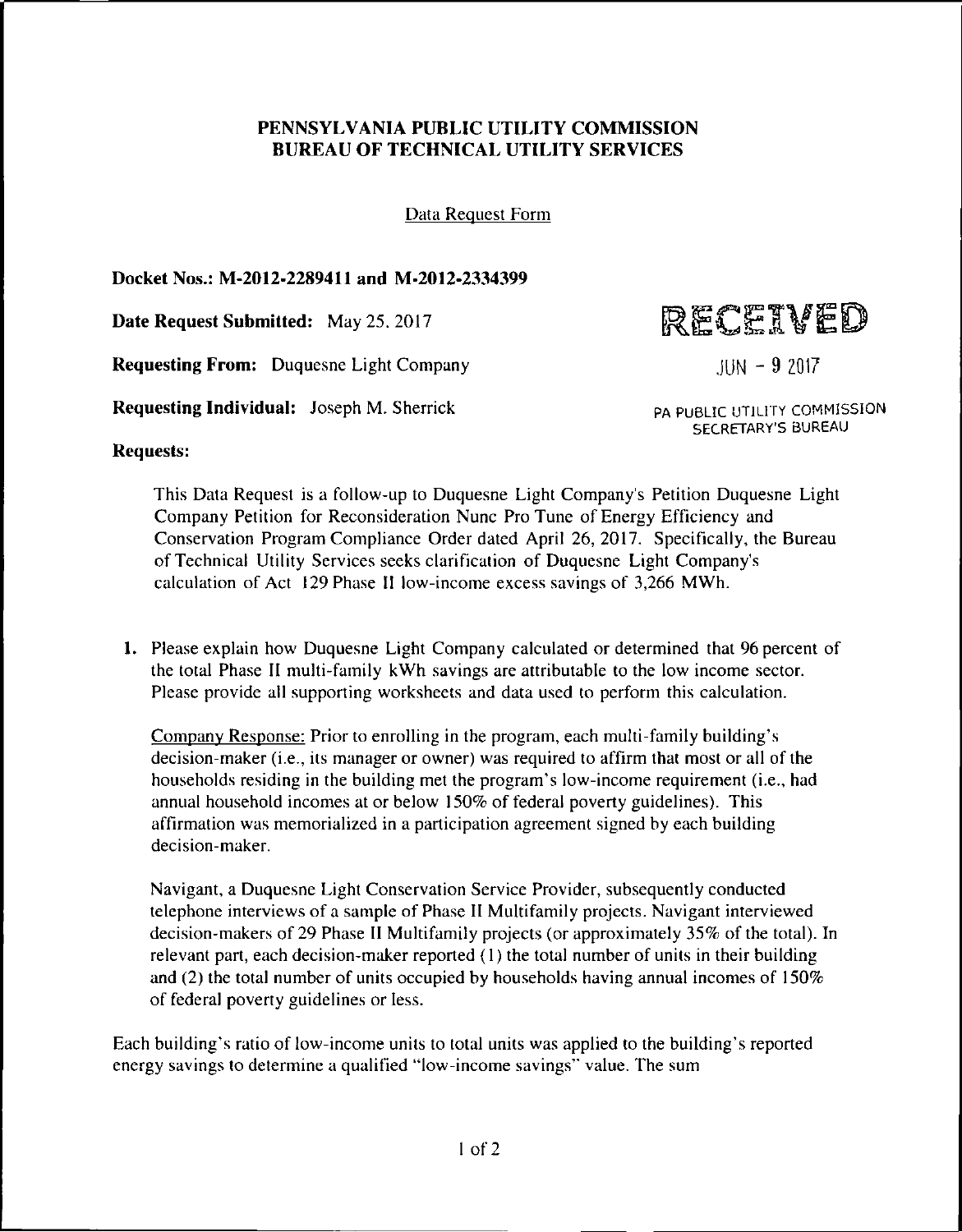## PENNSYLVANIA PUBLIC UTILITY COMMISSION
## BUREAU OF TECHNICAL UTILITY SERVICES

Data Request Form

**Docket Nos.: M-2012-2289411 and M-2012-2334399**

**Date Request Submitted:** May 25, 2017

RECEIVED

JUN - 9 2017

PA PUBLIC UTILITY COMMISSION
SECRETARY'S BUREAU

**Requesting From:** Duquesne Light Company

**Requesting Individual:** Joseph M. Sherrick

**Requests:**

This Data Request is a follow-up to Duquesne Light Company's Petition Duquesne Light Company Petition for Reconsideration Nunc Pro Tunc of Energy Efficiency and Conservation Program Compliance Order dated April 26, 2017. Specifically, the Bureau of Technical Utility Services seeks clarification of Duquesne Light Company's calculation of Act 129 Phase II low-income excess savings of 3,266 MWh.

1. Please explain how Duquesne Light Company calculated or determined that 96 percent of the total Phase II multi-family kWh savings are attributable to the low income sector. Please provide all supporting worksheets and data used to perform this calculation.

   Company Response: Prior to enrolling in the program, each multi-family building's decision-maker (i.e., its manager or owner) was required to affirm that most or all of the households residing in the building met the program's low-income requirement (i.e., had annual household incomes at or below 150% of federal poverty guidelines). This affirmation was memorialized in a participation agreement signed by each building decision-maker.

   Navigant, a Duquesne Light Conservation Service Provider, subsequently conducted telephone interviews of a sample of Phase II Multifamily projects. Navigant interviewed decision-makers of 29 Phase II Multifamily projects (or approximately 35% of the total). In relevant part, each decision-maker reported (1) the total number of units in their building and (2) the total number of units occupied by households having annual incomes of 150% of federal poverty guidelines or less.

Each building's ratio of low-income units to total units was applied to the building's reported energy savings to determine a qualified "low-income savings" value. The sum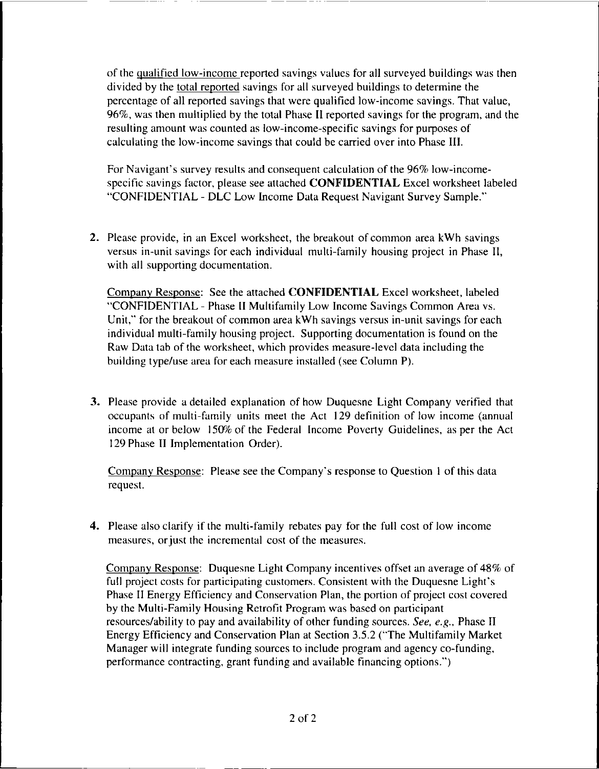of the <u>qualified low-income</u> reported savings values for all surveyed buildings was then divided by the <u>total reported</u> savings for all surveyed buildings to determine the percentage of all reported savings that were qualified low-income savings. That value, 96%, was then multiplied by the total Phase II reported savings for the program, and the resulting amount was counted as low-income-specific savings for purposes of calculating the low-income savings that could be carried over into Phase III.

For Navigant's survey results and consequent calculation of the 96% low-income-specific savings factor, please see attached **CONFIDENTIAL** Excel worksheet labeled "CONFIDENTIAL - DLC Low Income Data Request Navigant Survey Sample."

2. Please provide, in an Excel worksheet, the breakout of common area kWh savings versus in-unit savings for each individual multi-family housing project in Phase II, with all supporting documentation.

   <u>Company Response</u>: See the attached **CONFIDENTIAL** Excel worksheet, labeled "CONFIDENTIAL - Phase II Multifamily Low Income Savings Common Area vs. Unit," for the breakout of common area kWh savings versus in-unit savings for each individual multi-family housing project. Supporting documentation is found on the Raw Data tab of the worksheet, which provides measure-level data including the building type/use area for each measure installed (see Column P).

3. Please provide a detailed explanation of how Duquesne Light Company verified that occupants of multi-family units meet the Act 129 definition of low income (annual income at or below 150% of the Federal Income Poverty Guidelines, as per the Act 129 Phase II Implementation Order).

   <u>Company Response</u>: Please see the Company's response to Question 1 of this data request.

4. Please also clarify if the multi-family rebates pay for the full cost of low income measures, or just the incremental cost of the measures.

   <u>Company Response</u>: Duquesne Light Company incentives offset an average of 48% of full project costs for participating customers. Consistent with the Duquesne Light's Phase II Energy Efficiency and Conservation Plan, the portion of project cost covered by the Multi-Family Housing Retrofit Program was based on participant resources/ability to pay and availability of other funding sources. *See, e.g.*, Phase II Energy Efficiency and Conservation Plan at Section 3.5.2 ("The Multifamily Market Manager will integrate funding sources to include program and agency co-funding, performance contracting, grant funding and available financing options.")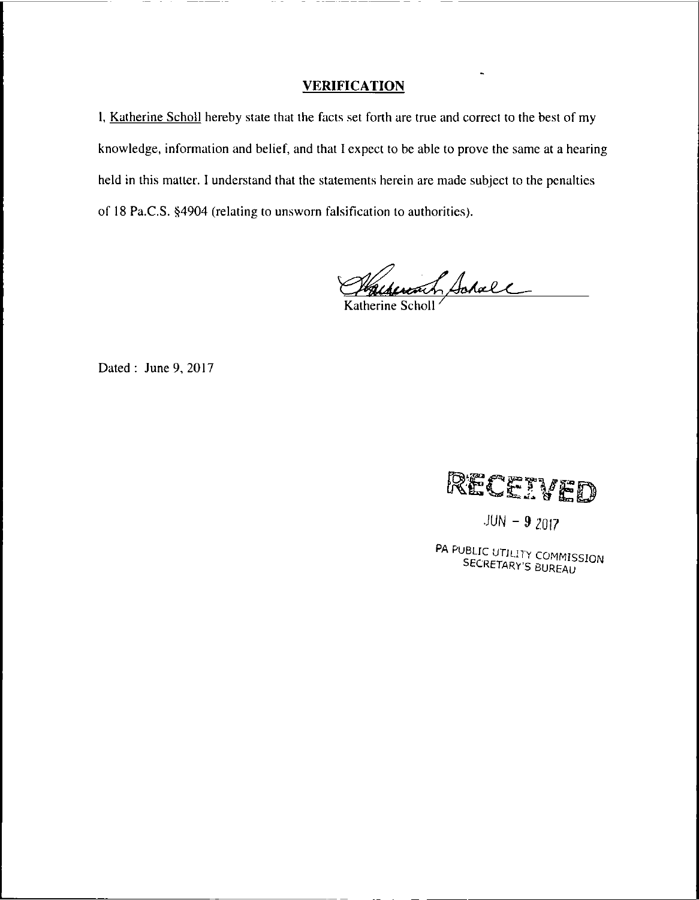## VERIFICATION

I, Katherine Scholl hereby state that the facts set forth are true and correct to the best of my knowledge, information and belief, and that I expect to be able to prove the same at a hearing held in this matter. I understand that the statements herein are made subject to the penalties of 18 Pa.C.S. §4904 (relating to unsworn falsification to authorities).

Katherine Scholl

Dated : June 9, 2017

RECEIVED

JUN - 9 2017

PA PUBLIC UTILITY COMMISSION
SECRETARY'S BUREAU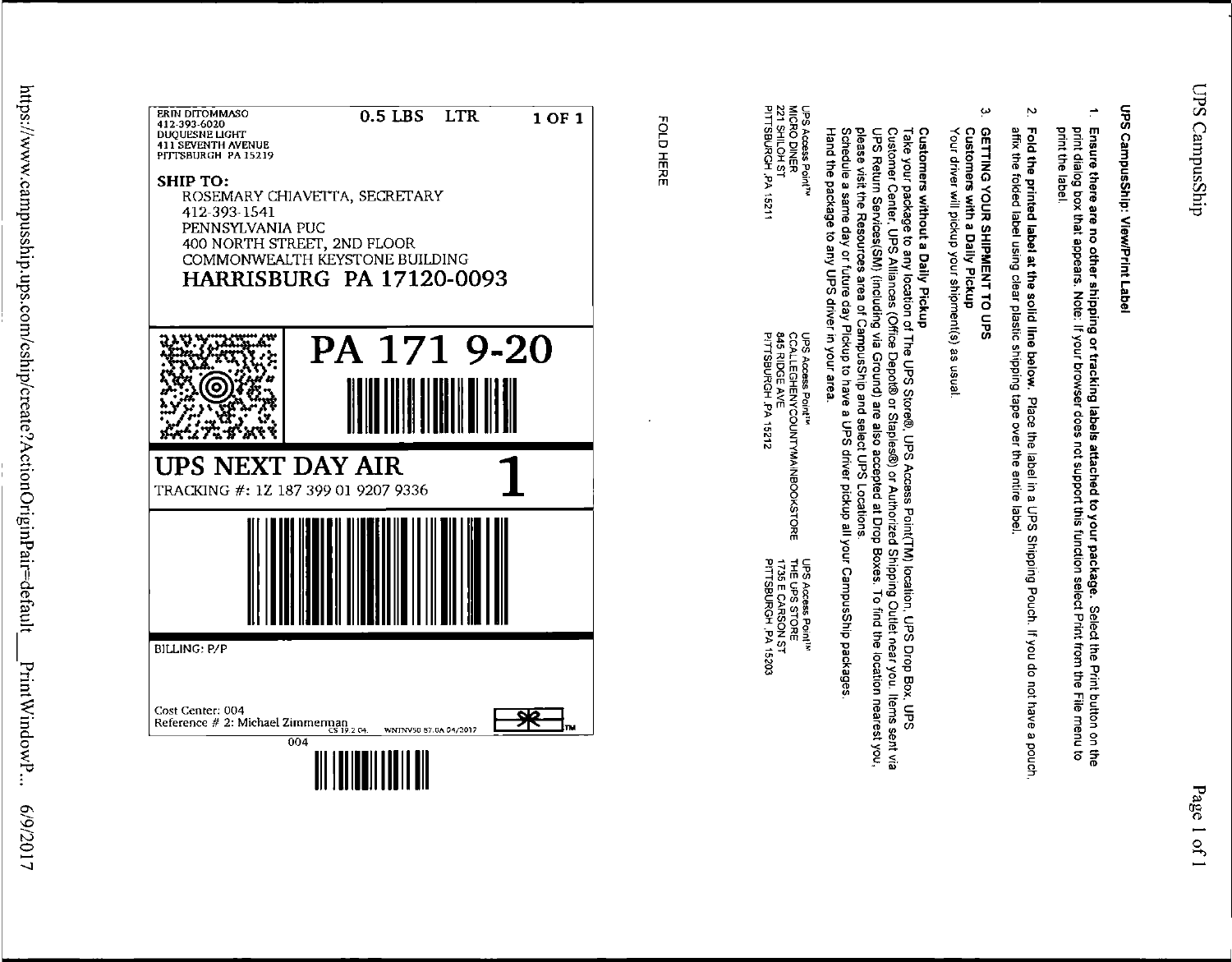## UPS CampusShip: View/Print Label

1. **Ensure there are no other shipping or tracking labels attached to your package.** Select the Print button on the print dialog box that appears. Note: If your browser does not support this function select Print from the File menu to print the label.

2. **Fold the printed label at the solid line below.** Place the label in a UPS Shipping Pouch. If you do not have a pouch, affix the folded label using clear plastic shipping tape over the entire label.

3. **GETTING YOUR SHIPMENT TO UPS**
   **Customers with a Daily Pickup**
   Your driver will pickup your shipment(s) as usual.

   **Customers without a Daily Pickup**
   Take your package to any location of The UPS Store®, UPS Access Point(TM) location, UPS Drop Box, UPS Customer Center, UPS Alliances (Office Depot® or Staples®) or Authorized Shipping Outlet near you. Items sent via UPS Return Services(SM) (including via Ground) are also accepted at Drop Boxes. To find the location nearest you, please visit the Resources area of CampusShip and select UPS Locations.
   Schedule a same day or future day Pickup to have a UPS driver pickup all your CampusShip packages.
   Hand the package to any UPS driver in your area.

| | | |
|---|---|---|
| UPS Access Point™<br>MICRO DINER<br>221 SHILOH ST<br>PITTSBURGH ,PA 15211 | UPS Access Point™<br>CCALLEGHENYCOUNTYMAINBOOKSTORE<br>845 RIDGE AVE<br>PITTSBURGH ,PA 15212 | UPS Access Point™<br>THE UPS STORE<br>1735 E CARSON ST<br>PITTSBURGH ,PA 15203 |

FOLD HERE

ERIN DITOMMASO
412-393-6020
DUQUESNE LIGHT
411 SEVENTH AVENUE
PITTSBURGH PA 15219

0.5 LBS LTR 1 OF 1

**SHIP TO:**
ROSEMARY CHIAVETTA, SECRETARY
412-393-1541
PENNSYLVANIA PUC
400 NORTH STREET, 2ND FLOOR
COMMONWEALTH KEYSTONE BUILDING
**HARRISBURG PA 17120-0093**

**PA 171 9-20**

**UPS NEXT DAY AIR** **1**

TRACKING #: 1Z 187 399 01 9207 9336

BILLING: P/P

Cost Center: 004
Reference # 2: Michael Zimmerman

CS 19.2.04. WNTNV50 87.0A 04/2017

004

https://www.campusship.ups.com/cship/create?ActionOriginPair=default___PrintWindowP... 6/9/2017